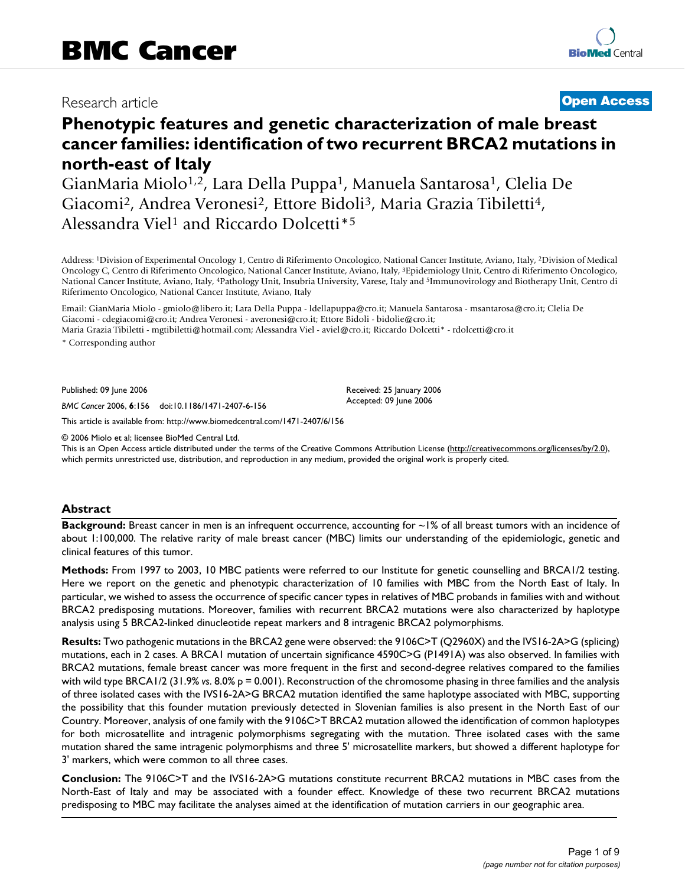BMC Cancer

Research article **Open Access**

# Phenotypic features and genetic characterization of male breast cancer families: identification of two recurrent BRCA2 mutations in north-east of Italy

GianMaria Miolo[1,2], Lara Della Puppa[1], Manuela Santarosa[1], Clelia De Giacomi[2], Andrea Veronesi[2], Ettore Bidoli[3], Maria Grazia Tibiletti[4], Alessandra Viel[1] and Riccardo Dolcetti*[5]

Address: [1]Division of Experimental Oncology 1, Centro di Riferimento Oncologico, National Cancer Institute, Aviano, Italy, [2]Division of Medical Oncology C, Centro di Riferimento Oncologico, National Cancer Institute, Aviano, Italy, [3]Epidemiology Unit, Centro di Riferimento Oncologico, National Cancer Institute, Aviano, Italy, [4]Pathology Unit, Insubria University, Varese, Italy and [5]Immunovirology and Biotherapy Unit, Centro di Riferimento Oncologico, National Cancer Institute, Aviano, Italy

Email: GianMaria Miolo - gmiolo@libero.it; Lara Della Puppa - ldellapuppa@cro.it; Manuela Santarosa - msantarosa@cro.it; Clelia De Giacomi - cdegiacomi@cro.it; Andrea Veronesi - averonesi@cro.it; Ettore Bidoli - bidolie@cro.it; Maria Grazia Tibiletti - mgtibiletti@hotmail.com; Alessandra Viel - aviel@cro.it; Riccardo Dolcetti* - rdolcetti@cro.it

* Corresponding author

Published: 09 June 2006

*BMC Cancer* 2006, **6**:156 doi:10.1186/1471-2407-6-156

Received: 25 January 2006
Accepted: 09 June 2006

This article is available from: http://www.biomedcentral.com/1471-2407/6/156

© 2006 Miolo et al; licensee BioMed Central Ltd.
This is an Open Access article distributed under the terms of the Creative Commons Attribution License (http://creativecommons.org/licenses/by/2.0), which permits unrestricted use, distribution, and reproduction in any medium, provided the original work is properly cited.

## Abstract

**Background:** Breast cancer in men is an infrequent occurrence, accounting for ~1% of all breast tumors with an incidence of about 1:100,000. The relative rarity of male breast cancer (MBC) limits our understanding of the epidemiologic, genetic and clinical features of this tumor.

**Methods:** From 1997 to 2003, 10 MBC patients were referred to our Institute for genetic counselling and BRCA1/2 testing. Here we report on the genetic and phenotypic characterization of 10 families with MBC from the North East of Italy. In particular, we wished to assess the occurrence of specific cancer types in relatives of MBC probands in families with and without BRCA2 predisposing mutations. Moreover, families with recurrent BRCA2 mutations were also characterized by haplotype analysis using 5 BRCA2-linked dinucleotide repeat markers and 8 intragenic BRCA2 polymorphisms.

**Results:** Two pathogenic mutations in the BRCA2 gene were observed: the 9106C>T (Q2960X) and the IVS16-2A>G (splicing) mutations, each in 2 cases. A BRCA1 mutation of uncertain significance 4590C>G (P1491A) was also observed. In families with BRCA2 mutations, female breast cancer was more frequent in the first and second-degree relatives compared to the families with wild type BRCA1/2 (31.9% *vs.* 8.0% p = 0.001). Reconstruction of the chromosome phasing in three families and the analysis of three isolated cases with the IVS16-2A>G BRCA2 mutation identified the same haplotype associated with MBC, supporting the possibility that this founder mutation previously detected in Slovenian families is also present in the North East of our Country. Moreover, analysis of one family with the 9106C>T BRCA2 mutation allowed the identification of common haplotypes for both microsatellite and intragenic polymorphisms segregating with the mutation. Three isolated cases with the same mutation shared the same intragenic polymorphisms and three 5' microsatellite markers, but showed a different haplotype for 3' markers, which were common to all three cases.

**Conclusion:** The 9106C>T and the IVS16-2A>G mutations constitute recurrent BRCA2 mutations in MBC cases from the North-East of Italy and may be associated with a founder effect. Knowledge of these two recurrent BRCA2 mutations predisposing to MBC may facilitate the analyses aimed at the identification of mutation carriers in our geographic area.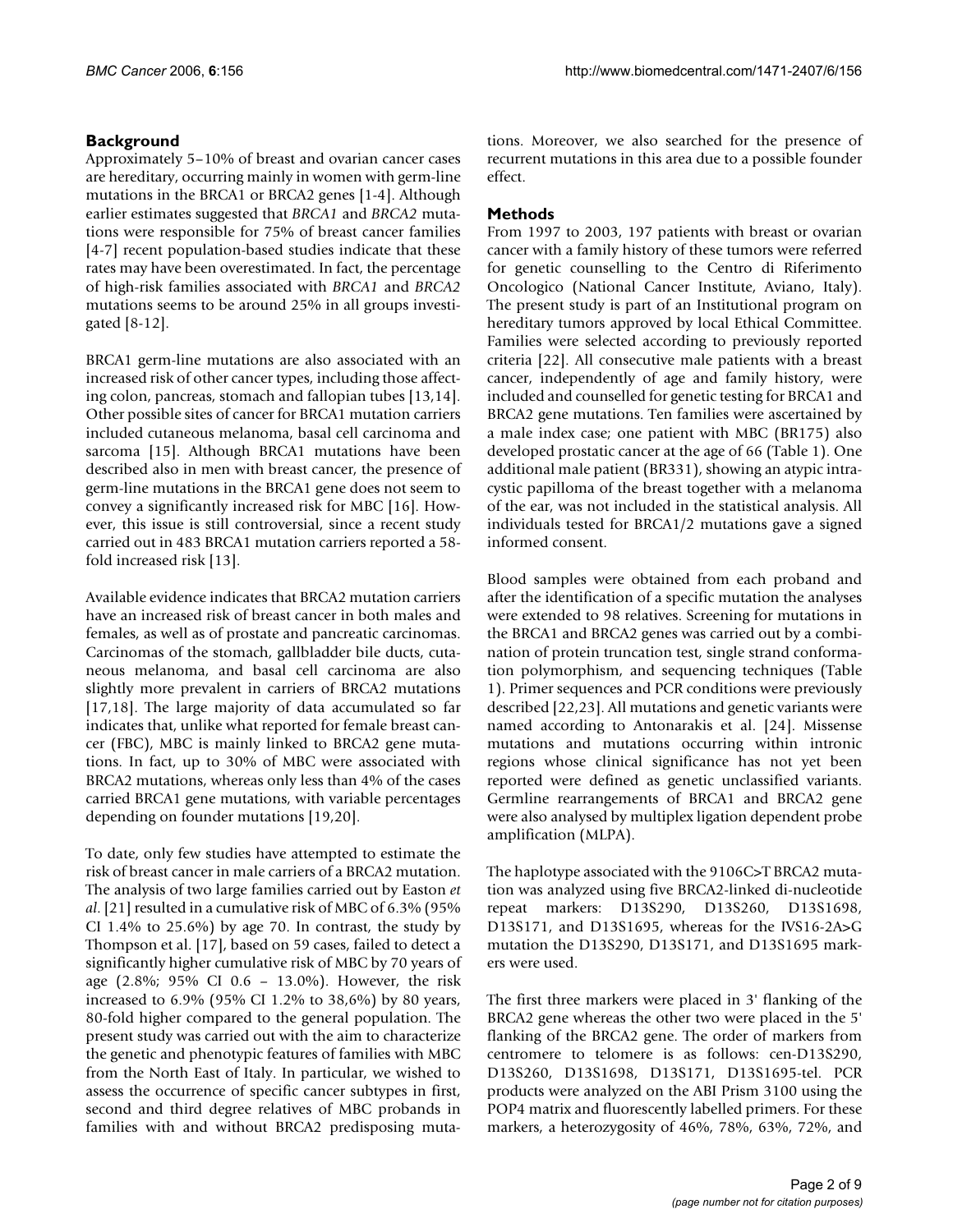## Background

Approximately 5–10% of breast and ovarian cancer cases are hereditary, occurring mainly in women with germ-line mutations in the BRCA1 or BRCA2 genes [1-4]. Although earlier estimates suggested that *BRCA1* and *BRCA2* mutations were responsible for 75% of breast cancer families [4-7] recent population-based studies indicate that these rates may have been overestimated. In fact, the percentage of high-risk families associated with *BRCA1* and *BRCA2* mutations seems to be around 25% in all groups investigated [8-12].

BRCA1 germ-line mutations are also associated with an increased risk of other cancer types, including those affecting colon, pancreas, stomach and fallopian tubes [13,14]. Other possible sites of cancer for BRCA1 mutation carriers included cutaneous melanoma, basal cell carcinoma and sarcoma [15]. Although BRCA1 mutations have been described also in men with breast cancer, the presence of germ-line mutations in the BRCA1 gene does not seem to convey a significantly increased risk for MBC [16]. However, this issue is still controversial, since a recent study carried out in 483 BRCA1 mutation carriers reported a 58-fold increased risk [13].

Available evidence indicates that BRCA2 mutation carriers have an increased risk of breast cancer in both males and females, as well as of prostate and pancreatic carcinomas. Carcinomas of the stomach, gallbladder bile ducts, cutaneous melanoma, and basal cell carcinoma are also slightly more prevalent in carriers of BRCA2 mutations [17,18]. The large majority of data accumulated so far indicates that, unlike what reported for female breast cancer (FBC), MBC is mainly linked to BRCA2 gene mutations. In fact, up to 30% of MBC were associated with BRCA2 mutations, whereas only less than 4% of the cases carried BRCA1 gene mutations, with variable percentages depending on founder mutations [19,20].

To date, only few studies have attempted to estimate the risk of breast cancer in male carriers of a BRCA2 mutation. The analysis of two large families carried out by Easton *et al*. [21] resulted in a cumulative risk of MBC of 6.3% (95% CI 1.4% to 25.6%) by age 70. In contrast, the study by Thompson et al. [17], based on 59 cases, failed to detect a significantly higher cumulative risk of MBC by 70 years of age (2.8%; 95% CI 0.6 – 13.0%). However, the risk increased to 6.9% (95% CI 1.2% to 38,6%) by 80 years, 80-fold higher compared to the general population. The present study was carried out with the aim to characterize the genetic and phenotypic features of families with MBC from the North East of Italy. In particular, we wished to assess the occurrence of specific cancer subtypes in first, second and third degree relatives of MBC probands in families with and without BRCA2 predisposing mutations. Moreover, we also searched for the presence of recurrent mutations in this area due to a possible founder effect.

## Methods

From 1997 to 2003, 197 patients with breast or ovarian cancer with a family history of these tumors were referred for genetic counselling to the Centro di Riferimento Oncologico (National Cancer Institute, Aviano, Italy). The present study is part of an Institutional program on hereditary tumors approved by local Ethical Committee. Families were selected according to previously reported criteria [22]. All consecutive male patients with a breast cancer, independently of age and family history, were included and counselled for genetic testing for BRCA1 and BRCA2 gene mutations. Ten families were ascertained by a male index case; one patient with MBC (BR175) also developed prostatic cancer at the age of 66 (Table 1). One additional male patient (BR331), showing an atypic intracystic papilloma of the breast together with a melanoma of the ear, was not included in the statistical analysis. All individuals tested for BRCA1/2 mutations gave a signed informed consent.

Blood samples were obtained from each proband and after the identification of a specific mutation the analyses were extended to 98 relatives. Screening for mutations in the BRCA1 and BRCA2 genes was carried out by a combination of protein truncation test, single strand conformation polymorphism, and sequencing techniques (Table 1). Primer sequences and PCR conditions were previously described [22,23]. All mutations and genetic variants were named according to Antonarakis et al. [24]. Missense mutations and mutations occurring within intronic regions whose clinical significance has not yet been reported were defined as genetic unclassified variants. Germline rearrangements of BRCA1 and BRCA2 gene were also analysed by multiplex ligation dependent probe amplification (MLPA).

The haplotype associated with the 9106C>T BRCA2 mutation was analyzed using five BRCA2-linked di-nucleotide repeat markers: D13S290, D13S260, D13S1698, D13S171, and D13S1695, whereas for the IVS16-2A>G mutation the D13S290, D13S171, and D13S1695 markers were used.

The first three markers were placed in 3' flanking of the BRCA2 gene whereas the other two were placed in the 5' flanking of the BRCA2 gene. The order of markers from centromere to telomere is as follows: cen-D13S290, D13S260, D13S1698, D13S171, D13S1695-tel. PCR products were analyzed on the ABI Prism 3100 using the POP4 matrix and fluorescently labelled primers. For these markers, a heterozygosity of 46%, 78%, 63%, 72%, and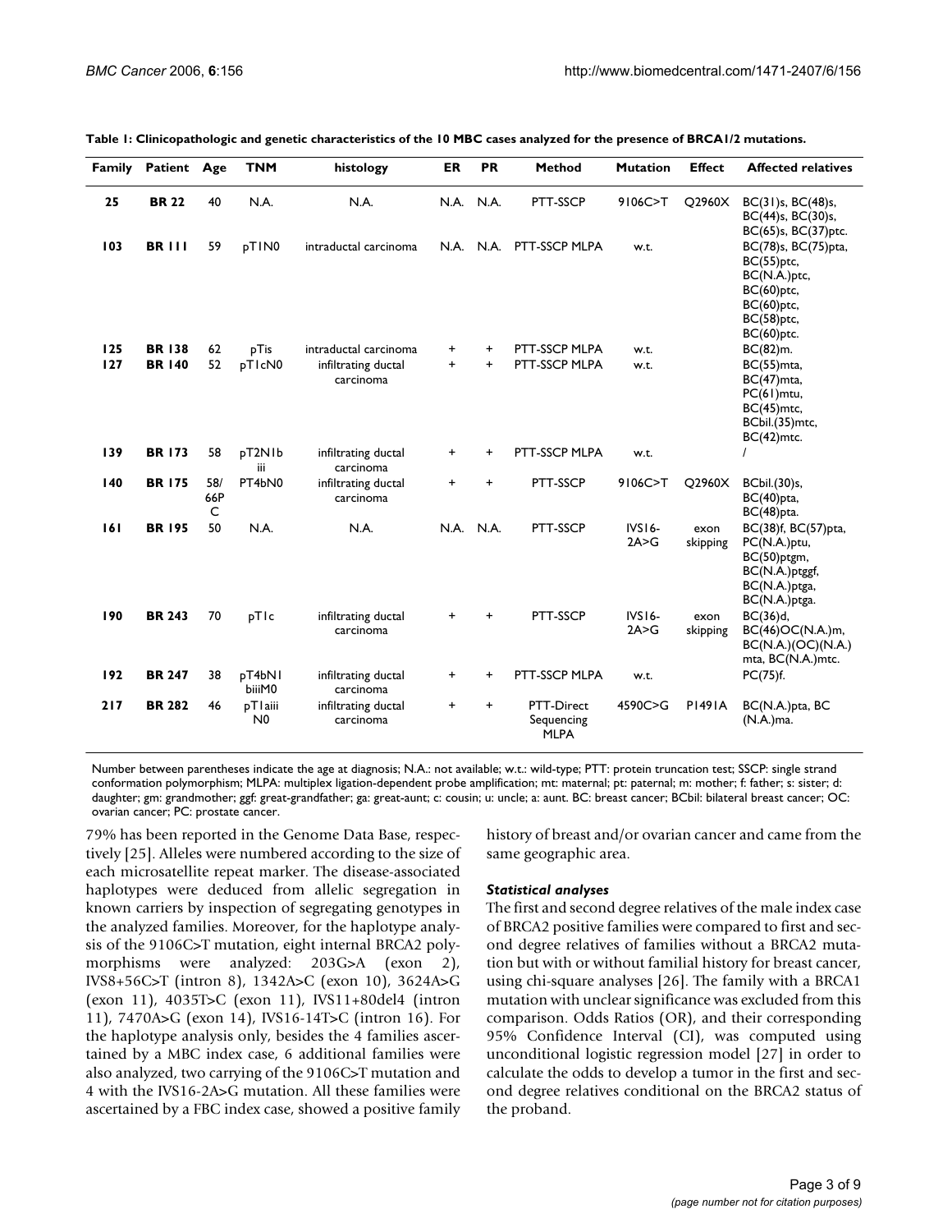**Table 1: Clinicopathologic and genetic characteristics of the 10 MBC cases analyzed for the presence of BRCA1/2 mutations.**

| Family | Patient | Age | TNM | histology | ER | PR | Method | Mutation | Effect | Affected relatives |
|---|---|---|---|---|---|---|---|---|---|---|
| **25** | **BR 22** | 40 | N.A. | N.A. | N.A. | N.A. | PTT-SSCP | 9106C>T | Q2960X | BC(31)s, BC(48)s, BC(44)s, BC(30)s, BC(65)s, BC(37)ptc. |
| **103** | **BR 111** | 59 | pT1N0 | intraductal carcinoma | N.A. | N.A. | PTT-SSCP MLPA | w.t. | | BC(78)s, BC(75)pta, BC(55)ptc, BC(N.A.)ptc, BC(60)ptc, BC(60)ptc, BC(58)ptc, BC(60)ptc. |
| **125** | **BR 138** | 62 | pTis | intraductal carcinoma | + | + | PTT-SSCP MLPA | w.t. | | BC(82)m. |
| **127** | **BR 140** | 52 | pT1cN0 | infiltrating ductal carcinoma | + | + | PTT-SSCP MLPA | w.t. | | BC(55)mta, BC(47)mta, PC(61)mtu, BC(45)mtc, BCbil.(35)mtc, BC(42)mtc. |
| **139** | **BR 173** | 58 | pT2N1biii | infiltrating ductal carcinoma | + | + | PTT-SSCP MLPA | w.t. | | / |
| **140** | **BR 175** | 58/66PC | PT4bN0 | infiltrating ductal carcinoma | + | + | PTT-SSCP | 9106C>T | Q2960X | BCbil.(30)s, BC(40)pta, BC(48)pta. |
| **161** | **BR 195** | 50 | N.A. | N.A. | N.A. | N.A. | PTT-SSCP | IVS16-2A>G | exon skipping | BC(38)f, BC(57)pta, PC(N.A.)ptu, BC(50)ptgm, BC(N.A.)ptggf, BC(N.A.)ptga, BC(N.A.)ptga. |
| **190** | **BR 243** | 70 | pT1c | infiltrating ductal carcinoma | + | + | PTT-SSCP | IVS16-2A>G | exon skipping | BC(36)d, BC(46)OC(N.A.)m, BC(N.A.)(OC)(N.A.)mta, BC(N.A.)mtc. |
| **192** | **BR 247** | 38 | pT4bN1biiiM0 | infiltrating ductal carcinoma | + | + | PTT-SSCP MLPA | w.t. | | PC(75)f. |
| **217** | **BR 282** | 46 | pT1aiiiN0 | infiltrating ductal carcinoma | + | + | PTT-Direct Sequencing MLPA | 4590C>G | P1491A | BC(N.A.)pta, BC (N.A.)ma. |

Number between parentheses indicate the age at diagnosis; N.A.: not available; w.t.: wild-type; PTT: protein truncation test; SSCP: single strand conformation polymorphism; MLPA: multiplex ligation-dependent probe amplification; mt: maternal; pt: paternal; m: mother; f: father; s: sister; d: daughter; gm: grandmother; ggf: great-grandfather; ga: great-aunt; c: cousin; u: uncle; a: aunt. BC: breast cancer; BCbil: bilateral breast cancer; OC: ovarian cancer; PC: prostate cancer.

79% has been reported in the Genome Data Base, respectively [25]. Alleles were numbered according to the size of each microsatellite repeat marker. The disease-associated haplotypes were deduced from allelic segregation in known carriers by inspection of segregating genotypes in the analyzed families. Moreover, for the haplotype analysis of the 9106C>T mutation, eight internal BRCA2 polymorphisms were analyzed: 203G>A (exon 2), IVS8+56C>T (intron 8), 1342A>C (exon 10), 3624A>G (exon 11), 4035T>C (exon 11), IVS11+80del4 (intron 11), 7470A>G (exon 14), IVS16-14T>C (intron 16). For the haplotype analysis only, besides the 4 families ascertained by a MBC index case, 6 additional families were also analyzed, two carrying of the 9106C>T mutation and 4 with the IVS16-2A>G mutation. All these families were ascertained by a FBC index case, showed a positive family history of breast and/or ovarian cancer and came from the same geographic area.

### *Statistical analyses*

The first and second degree relatives of the male index case of BRCA2 positive families were compared to first and second degree relatives of families without a BRCA2 mutation but with or without familial history for breast cancer, using chi-square analyses [26]. The family with a BRCA1 mutation with unclear significance was excluded from this comparison. Odds Ratios (OR), and their corresponding 95% Confidence Interval (CI), was computed using unconditional logistic regression model [27] in order to calculate the odds to develop a tumor in the first and second degree relatives conditional on the BRCA2 status of the proband.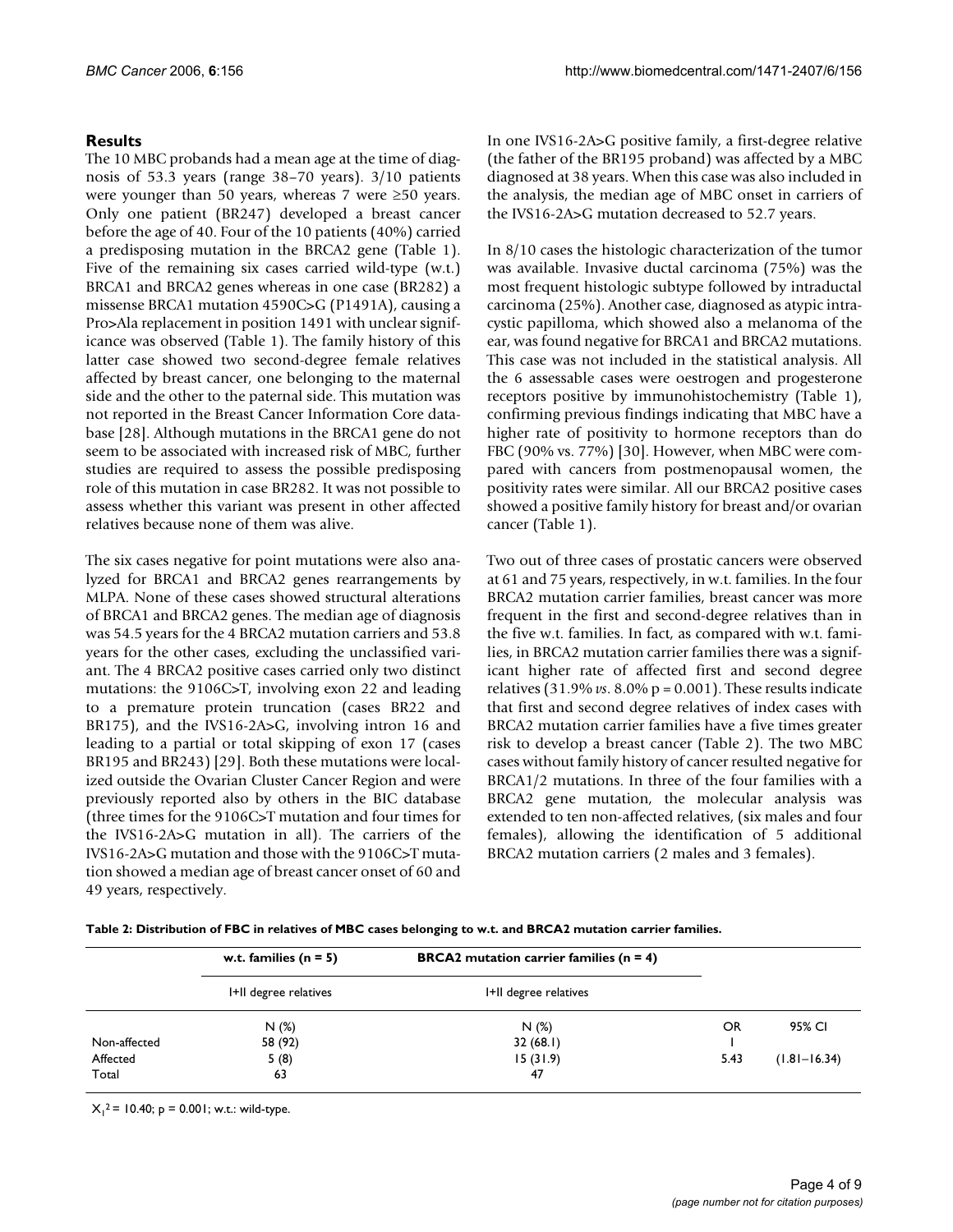## Results

The 10 MBC probands had a mean age at the time of diagnosis of 53.3 years (range 38–70 years). 3/10 patients were younger than 50 years, whereas 7 were ≥50 years. Only one patient (BR247) developed a breast cancer before the age of 40. Four of the 10 patients (40%) carried a predisposing mutation in the BRCA2 gene (Table 1). Five of the remaining six cases carried wild-type (w.t.) BRCA1 and BRCA2 genes whereas in one case (BR282) a missense BRCA1 mutation 4590C>G (P1491A), causing a Pro>Ala replacement in position 1491 with unclear significance was observed (Table 1). The family history of this latter case showed two second-degree female relatives affected by breast cancer, one belonging to the maternal side and the other to the paternal side. This mutation was not reported in the Breast Cancer Information Core database [28]. Although mutations in the BRCA1 gene do not seem to be associated with increased risk of MBC, further studies are required to assess the possible predisposing role of this mutation in case BR282. It was not possible to assess whether this variant was present in other affected relatives because none of them was alive.

The six cases negative for point mutations were also analyzed for BRCA1 and BRCA2 genes rearrangements by MLPA. None of these cases showed structural alterations of BRCA1 and BRCA2 genes. The median age of diagnosis was 54.5 years for the 4 BRCA2 mutation carriers and 53.8 years for the other cases, excluding the unclassified variant. The 4 BRCA2 positive cases carried only two distinct mutations: the 9106C>T, involving exon 22 and leading to a premature protein truncation (cases BR22 and BR175), and the IVS16-2A>G, involving intron 16 and leading to a partial or total skipping of exon 17 (cases BR195 and BR243) [29]. Both these mutations were localized outside the Ovarian Cluster Cancer Region and were previously reported also by others in the BIC database (three times for the 9106C>T mutation and four times for the IVS16-2A>G mutation in all). The carriers of the IVS16-2A>G mutation and those with the 9106C>T mutation showed a median age of breast cancer onset of 60 and 49 years, respectively.

In one IVS16-2A>G positive family, a first-degree relative (the father of the BR195 proband) was affected by a MBC diagnosed at 38 years. When this case was also included in the analysis, the median age of MBC onset in carriers of the IVS16-2A>G mutation decreased to 52.7 years.

In 8/10 cases the histologic characterization of the tumor was available. Invasive ductal carcinoma (75%) was the most frequent histologic subtype followed by intraductal carcinoma (25%). Another case, diagnosed as atypic intracystic papilloma, which showed also a melanoma of the ear, was found negative for BRCA1 and BRCA2 mutations. This case was not included in the statistical analysis. All the 6 assessable cases were oestrogen and progesterone receptors positive by immunohistochemistry (Table 1), confirming previous findings indicating that MBC have a higher rate of positivity to hormone receptors than do FBC (90% vs. 77%) [30]. However, when MBC were compared with cancers from postmenopausal women, the positivity rates were similar. All our BRCA2 positive cases showed a positive family history for breast and/or ovarian cancer (Table 1).

Two out of three cases of prostatic cancers were observed at 61 and 75 years, respectively, in w.t. families. In the four BRCA2 mutation carrier families, breast cancer was more frequent in the first and second-degree relatives than in the five w.t. families. In fact, as compared with w.t. families, in BRCA2 mutation carrier families there was a significant higher rate of affected first and second degree relatives (31.9% *vs*. 8.0% $p = 0.001$). These results indicate that first and second degree relatives of index cases with BRCA2 mutation carrier families have a five times greater risk to develop a breast cancer (Table 2). The two MBC cases without family history of cancer resulted negative for BRCA1/2 mutations. In three of the four families with a BRCA2 gene mutation, the molecular analysis was extended to ten non-affected relatives, (six males and four females), allowing the identification of 5 additional BRCA2 mutation carriers (2 males and 3 females).

**Table 2: Distribution of FBC in relatives of MBC cases belonging to w.t. and BRCA2 mutation carrier families.**

| | w.t. families (n = 5) | BRCA2 mutation carrier families (n = 4) | | |
|---|---|---|---|---|
| | I+II degree relatives | I+II degree relatives | | |
| | N (%) | N (%) | OR | 95% CI |
| Non-affected | 58 (92) | 32 (68.1) | 1 | |
| Affected | 5 (8) | 15 (31.9) | 5.43 | (1.81–16.34) |
| Total | 63 | 47 | | |

$X_1^2 = 10.40$; $p = 0.001$; w.t.: wild-type.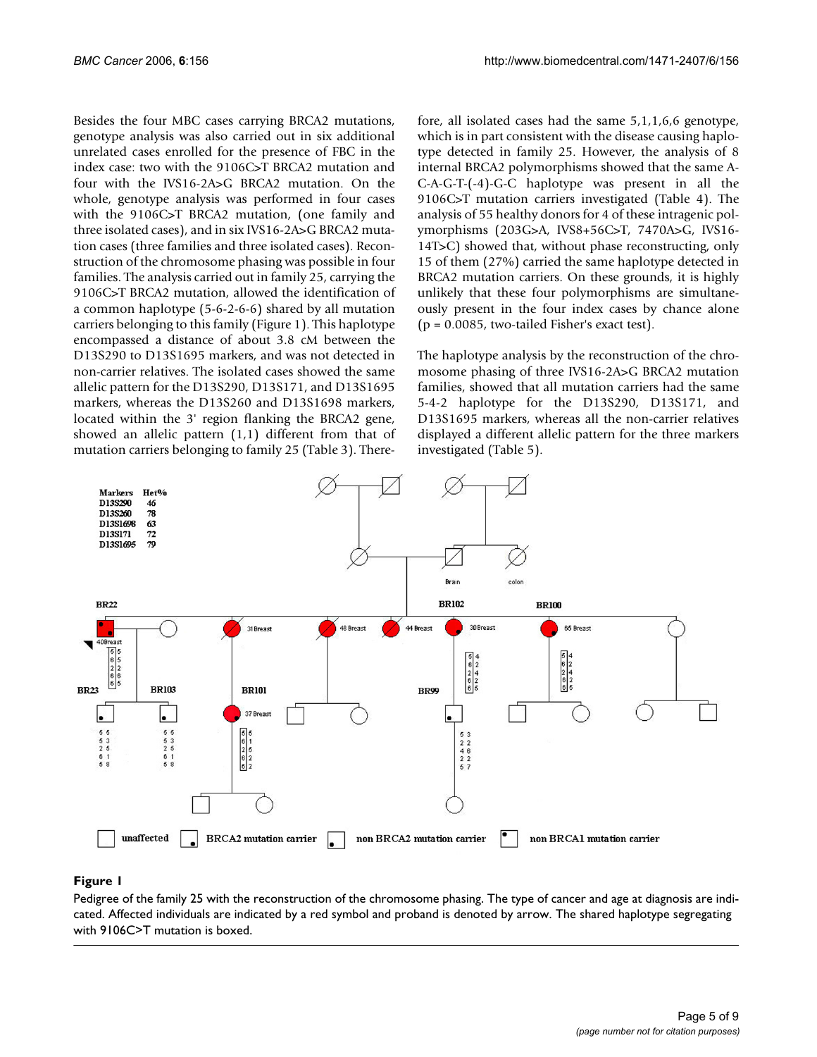Besides the four MBC cases carrying BRCA2 mutations, genotype analysis was also carried out in six additional unrelated cases enrolled for the presence of FBC in the index case: two with the 9106C>T BRCA2 mutation and four with the IVS16-2A>G BRCA2 mutation. On the whole, genotype analysis was performed in four cases with the 9106C>T BRCA2 mutation, (one family and three isolated cases), and in six IVS16-2A>G BRCA2 mutation cases (three families and three isolated cases). Reconstruction of the chromosome phasing was possible in four families. The analysis carried out in family 25, carrying the 9106C>T BRCA2 mutation, allowed the identification of a common haplotype (5-6-2-6-6) shared by all mutation carriers belonging to this family (Figure 1). This haplotype encompassed a distance of about 3.8 cM between the D13S290 to D13S1695 markers, and was not detected in non-carrier relatives. The isolated cases showed the same allelic pattern for the D13S290, D13S171, and D13S1695 markers, whereas the D13S260 and D13S1698 markers, located within the 3' region flanking the BRCA2 gene, showed an allelic pattern (1,1) different from that of mutation carriers belonging to family 25 (Table 3). Therefore, all isolated cases had the same 5,1,1,6,6 genotype, which is in part consistent with the disease causing haplotype detected in family 25. However, the analysis of 8 internal BRCA2 polymorphisms showed that the same A-C-A-G-T-(-4)-G-C haplotype was present in all the 9106C>T mutation carriers investigated (Table 4). The analysis of 55 healthy donors for 4 of these intragenic polymorphisms (203G>A, IVS8+56C>T, 7470A>G, IVS16-14T>C) showed that, without phase reconstructing, only 15 of them (27%) carried the same haplotype detected in BRCA2 mutation carriers. On these grounds, it is highly unlikely that these four polymorphisms are simultaneously present in the four index cases by chance alone ($p = 0.0085$, two-tailed Fisher's exact test).

The haplotype analysis by the reconstruction of the chromosome phasing of three IVS16-2A>G BRCA2 mutation families, showed that all mutation carriers had the same 5-4-2 haplotype for the D13S290, D13S171, and D13S1695 markers, whereas all the non-carrier relatives displayed a different allelic pattern for the three markers investigated (Table 5).

**Figure 1**

Pedigree of the family 25 with the reconstruction of the chromosome phasing. The type of cancer and age at diagnosis are indicated. Affected individuals are indicated by a red symbol and proband is denoted by arrow. The shared haplotype segregating with 9106C>T mutation is boxed.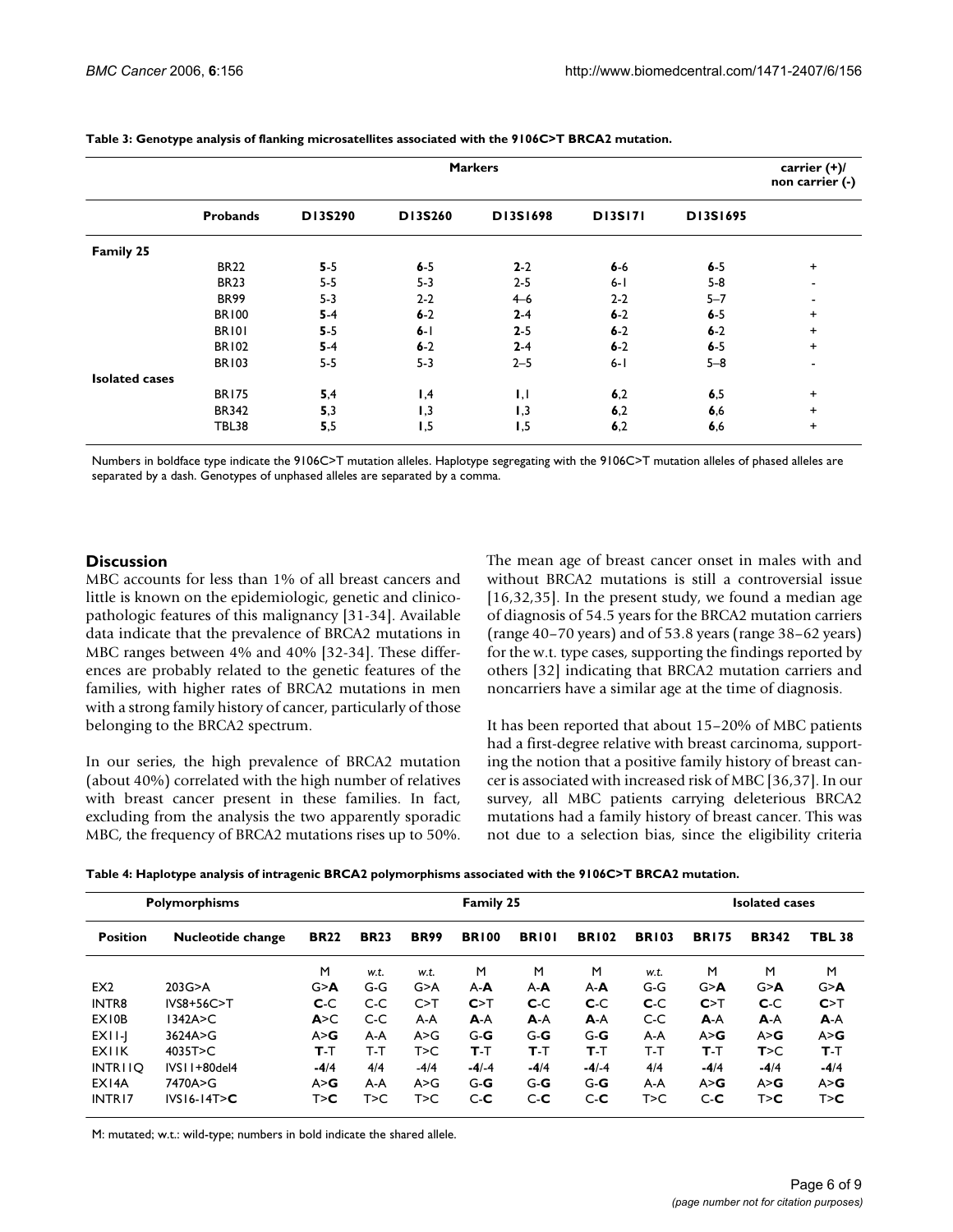**Table 3: Genotype analysis of flanking microsatellites associated with the 9106C>T BRCA2 mutation.**

| | Probands | D13S290 | D13S260 | D13S1698 | D13S171 | D13S1695 | carrier (+)/ non carrier (-) |
|---|---|---|---|---|---|---|---|
| | | **Markers** | | | | | |
| **Family 25** | | | | | | | |
| | BR22 | **5**-5 | **6**-5 | **2**-2 | **6**-6 | **6**-5 | + |
| | BR23 | 5-5 | 5-3 | 2-5 | 6-1 | 5-8 | - |
| | BR99 | 5-3 | 2-2 | 4–6 | 2-2 | 5–7 | - |
| | BR100 | **5**-4 | **6**-2 | **2**-4 | **6**-2 | **6**-5 | + |
| | BR101 | **5**-5 | **6**-1 | **2**-5 | **6**-2 | **6**-2 | + |
| | BR102 | **5**-4 | **6**-2 | **2**-4 | **6**-2 | **6**-5 | + |
| | BR103 | 5-5 | 5-3 | 2–5 | 6-1 | 5–8 | - |
| **Isolated cases** | | | | | | | |
| | BR175 | **5**,4 | **1**,4 | **1**,1 | **6**,2 | **6**,5 | + |
| | BR342 | **5**,3 | **1**,3 | **1**,3 | **6**,2 | **6**,6 | + |
| | TBL38 | **5**,5 | **1**,5 | **1**,5 | **6**,2 | **6**,6 | + |

Numbers in boldface type indicate the 9106C>T mutation alleles. Haplotype segregating with the 9106C>T mutation alleles of phased alleles are separated by a dash. Genotypes of unphased alleles are separated by a comma.

## Discussion

MBC accounts for less than 1% of all breast cancers and little is known on the epidemiologic, genetic and clinicopathologic features of this malignancy [31-34]. Available data indicate that the prevalence of BRCA2 mutations in MBC ranges between 4% and 40% [32-34]. These differences are probably related to the genetic features of the families, with higher rates of BRCA2 mutations in men with a strong family history of cancer, particularly of those belonging to the BRCA2 spectrum.

In our series, the high prevalence of BRCA2 mutation (about 40%) correlated with the high number of relatives with breast cancer present in these families. In fact, excluding from the analysis the two apparently sporadic MBC, the frequency of BRCA2 mutations rises up to 50%.

The mean age of breast cancer onset in males with and without BRCA2 mutations is still a controversial issue [16,32,35]. In the present study, we found a median age of diagnosis of 54.5 years for the BRCA2 mutation carriers (range 40–70 years) and of 53.8 years (range 38–62 years) for the w.t. type cases, supporting the findings reported by others [32] indicating that BRCA2 mutation carriers and noncarriers have a similar age at the time of diagnosis.

It has been reported that about 15–20% of MBC patients had a first-degree relative with breast carcinoma, supporting the notion that a positive family history of breast cancer is associated with increased risk of MBC [36,37]. In our survey, all MBC patients carrying deleterious BRCA2 mutations had a family history of breast cancer. This was not due to a selection bias, since the eligibility criteria

**Table 4: Haplotype analysis of intragenic BRCA2 polymorphisms associated with the 9106C>T BRCA2 mutation.**

| Polymorphisms | | Family 25 | | | | | | | Isolated cases | | |
|---|---|---|---|---|---|---|---|---|---|---|---|
| **Position** | **Nucleotide change** | **BR22** | **BR23** | **BR99** | **BR100** | **BR101** | **BR102** | **BR103** | **BR175** | **BR342** | **TBL 38** |
| | | M | *w.t.* | *w.t.* | M | M | M | *w.t.* | M | M | M |
| EX2 | 203G>A | G>**A** | G-G | G>A | A-**A** | A-**A** | A-**A** | G-G | G>**A** | G>**A** | G>**A** |
| INTR8 | IVS8+56C>T | **C**-C | C-C | C>T | **C**>T | **C**-C | **C**-C | **C**-C | **C**>T | **C**-C | **C**>T |
| EX10B | 1342A>C | **A**>C | C-C | A-A | **A**-A | **A**-A | **A**-A | C-C | **A**-A | **A**-A | **A**-A |
| EX11-J | 3624A>G | A>**G** | A-A | A>G | G-**G** | G-**G** | G-**G** | A-A | A>**G** | A>**G** | A>**G** |
| EX11K | 4035T>C | **T**-T | T-T | T>C | **T**-T | **T**-T | **T**-T | T-T | **T**-T | **T**>C | **T**-T |
| INTR11Q | IVS11+80del4 | **-4**/4 | 4/4 | -4/4 | **-4**/-4 | **-4**/4 | **-4**/-4 | 4/4 | **-4**/4 | **-4**/4 | **-4**/4 |
| EX14A | 7470A>G | A>**G** | A-A | A>G | G-**G** | G-**G** | G-**G** | A-A | A>**G** | A>**G** | A>**G** |
| INTR17 | IVS16-14T>**C** | T>**C** | T>C | T>C | C-**C** | C-**C** | C-**C** | T>C | C-**C** | T>**C** | T>**C** |

M: mutated; w.t.: wild-type; numbers in bold indicate the shared allele.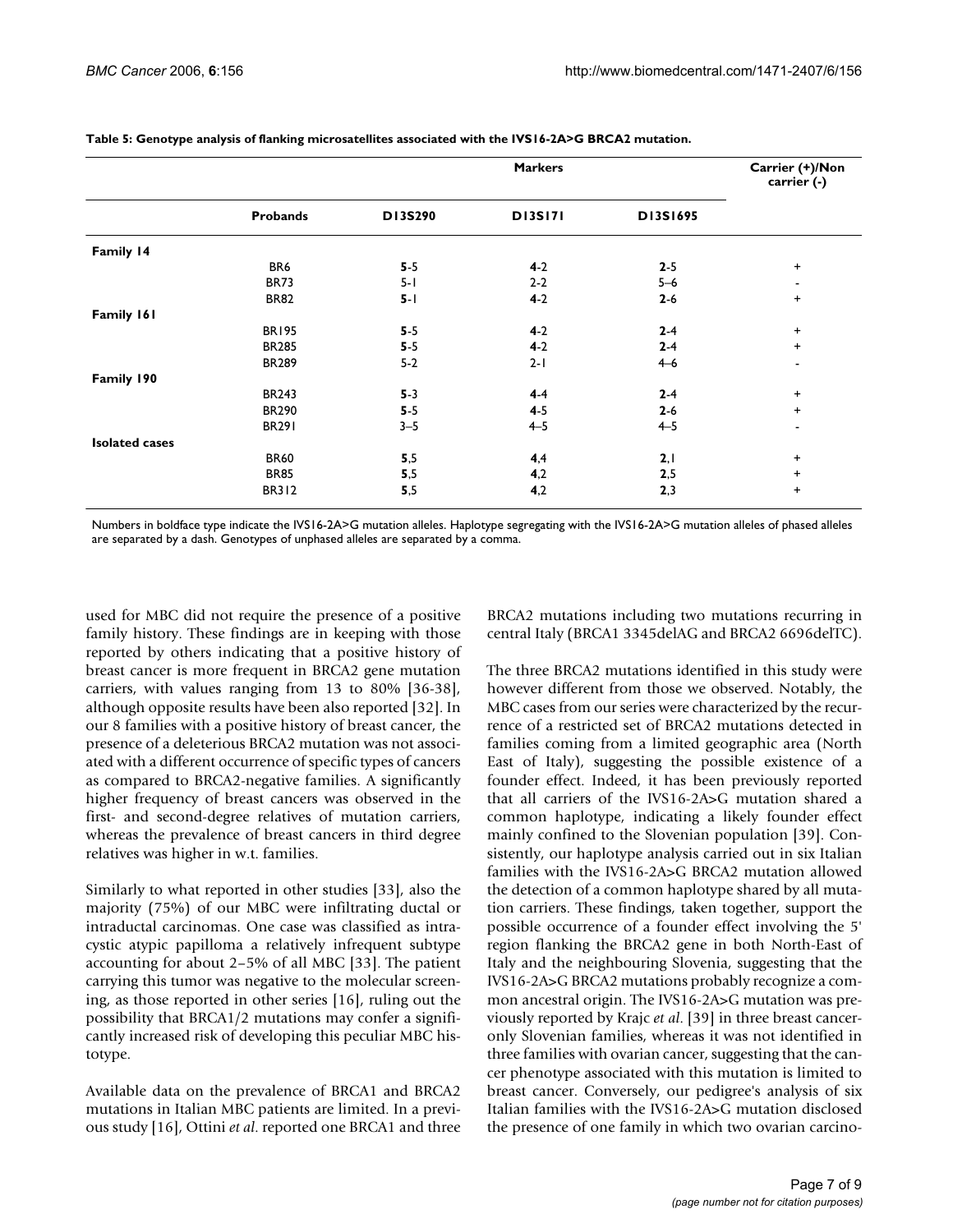**Table 5: Genotype analysis of flanking microsatellites associated with the IVS16-2A>G BRCA2 mutation.**

| | | Markers | | | Carrier (+)/Non carrier (-) |
|---|---|---|---|---|---|
| | Probands | D13S290 | D13S171 | D13S1695 | |
| **Family 14** | | | | | |
| | BR6 | **5**-5 | **4**-2 | **2**-5 | + |
| | BR73 | 5-1 | 2-2 | 5–6 | - |
| | BR82 | **5**-1 | **4**-2 | **2**-6 | + |
| **Family 161** | | | | | |
| | BR195 | **5**-5 | **4**-2 | **2**-4 | + |
| | BR285 | **5**-5 | **4**-2 | **2**-4 | + |
| | BR289 | 5-2 | 2-1 | 4–6 | - |
| **Family 190** | | | | | |
| | BR243 | **5**-3 | **4**-4 | **2**-4 | + |
| | BR290 | **5**-5 | **4**-5 | **2**-6 | + |
| | BR291 | 3–5 | 4–5 | 4–5 | - |
| **Isolated cases** | | | | | |
| | BR60 | **5**,5 | **4**,4 | **2**,1 | + |
| | BR85 | **5**,5 | **4**,2 | **2**,5 | + |
| | BR312 | **5**,5 | **4**,2 | **2**,3 | + |

Numbers in boldface type indicate the IVS16-2A>G mutation alleles. Haplotype segregating with the IVS16-2A>G mutation alleles of phased alleles are separated by a dash. Genotypes of unphased alleles are separated by a comma.

used for MBC did not require the presence of a positive family history. These findings are in keeping with those reported by others indicating that a positive history of breast cancer is more frequent in BRCA2 gene mutation carriers, with values ranging from 13 to 80% [36-38], although opposite results have been also reported [32]. In our 8 families with a positive history of breast cancer, the presence of a deleterious BRCA2 mutation was not associated with a different occurrence of specific types of cancers as compared to BRCA2-negative families. A significantly higher frequency of breast cancers was observed in the first- and second-degree relatives of mutation carriers, whereas the prevalence of breast cancers in third degree relatives was higher in w.t. families.

Similarly to what reported in other studies [33], also the majority (75%) of our MBC were infiltrating ductal or intraductal carcinomas. One case was classified as intracystic atypic papilloma a relatively infrequent subtype accounting for about 2–5% of all MBC [33]. The patient carrying this tumor was negative to the molecular screening, as those reported in other series [16], ruling out the possibility that BRCA1/2 mutations may confer a significantly increased risk of developing this peculiar MBC histotype.

Available data on the prevalence of BRCA1 and BRCA2 mutations in Italian MBC patients are limited. In a previous study [16], Ottini *et al*. reported one BRCA1 and three BRCA2 mutations including two mutations recurring in central Italy (BRCA1 3345delAG and BRCA2 6696delTC).

The three BRCA2 mutations identified in this study were however different from those we observed. Notably, the MBC cases from our series were characterized by the recurrence of a restricted set of BRCA2 mutations detected in families coming from a limited geographic area (North East of Italy), suggesting the possible existence of a founder effect. Indeed, it has been previously reported that all carriers of the IVS16-2A>G mutation shared a common haplotype, indicating a likely founder effect mainly confined to the Slovenian population [39]. Consistently, our haplotype analysis carried out in six Italian families with the IVS16-2A>G BRCA2 mutation allowed the detection of a common haplotype shared by all mutation carriers. These findings, taken together, support the possible occurrence of a founder effect involving the 5' region flanking the BRCA2 gene in both North-East of Italy and the neighbouring Slovenia, suggesting that the IVS16-2A>G BRCA2 mutations probably recognize a common ancestral origin. The IVS16-2A>G mutation was previously reported by Krajc *et al*. [39] in three breast cancer-only Slovenian families, whereas it was not identified in three families with ovarian cancer, suggesting that the cancer phenotype associated with this mutation is limited to breast cancer. Conversely, our pedigree's analysis of six Italian families with the IVS16-2A>G mutation disclosed the presence of one family in which two ovarian carcino-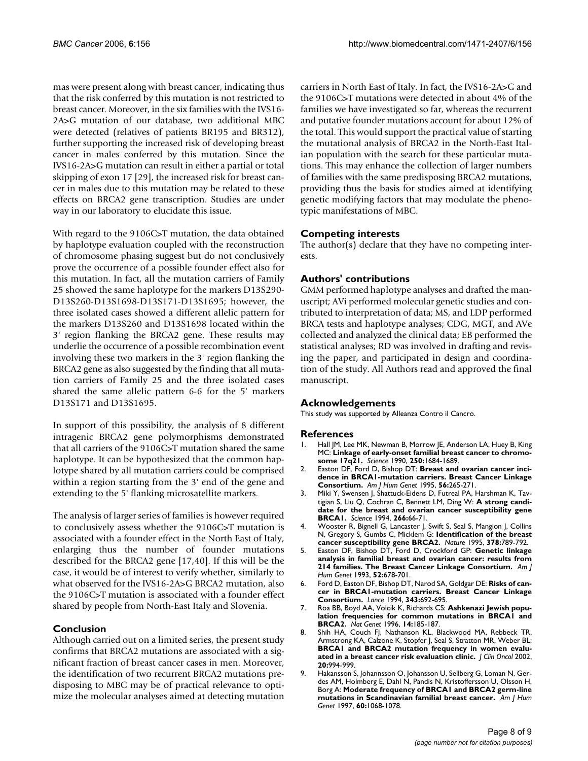mas were present along with breast cancer, indicating thus that the risk conferred by this mutation is not restricted to breast cancer. Moreover, in the six families with the IVS16-2A>G mutation of our database, two additional MBC were detected (relatives of patients BR195 and BR312), further supporting the increased risk of developing breast cancer in males conferred by this mutation. Since the IVS16-2A>G mutation can result in either a partial or total skipping of exon 17 [29], the increased risk for breast cancer in males due to this mutation may be related to these effects on BRCA2 gene transcription. Studies are under way in our laboratory to elucidate this issue.

With regard to the 9106C>T mutation, the data obtained by haplotype evaluation coupled with the reconstruction of chromosome phasing suggest but do not conclusively prove the occurrence of a possible founder effect also for this mutation. In fact, all the mutation carriers of Family 25 showed the same haplotype for the markers D13S290-D13S260-D13S1698-D13S171-D13S1695; however, the three isolated cases showed a different allelic pattern for the markers D13S260 and D13S1698 located within the 3' region flanking the BRCA2 gene. These results may underlie the occurrence of a possible recombination event involving these two markers in the 3' region flanking the BRCA2 gene as also suggested by the finding that all mutation carriers of Family 25 and the three isolated cases shared the same allelic pattern 6-6 for the 5' markers D13S171 and D13S1695.

In support of this possibility, the analysis of 8 different intragenic BRCA2 gene polymorphisms demonstrated that all carriers of the 9106C>T mutation shared the same haplotype. It can be hypothesized that the common haplotype shared by all mutation carriers could be comprised within a region starting from the 3' end of the gene and extending to the 5' flanking microsatellite markers.

The analysis of larger series of families is however required to conclusively assess whether the 9106C>T mutation is associated with a founder effect in the North East of Italy, enlarging thus the number of founder mutations described for the BRCA2 gene [17,40]. If this will be the case, it would be of interest to verify whether, similarly to what observed for the IVS16-2A>G BRCA2 mutation, also the 9106C>T mutation is associated with a founder effect shared by people from North-East Italy and Slovenia.

## Conclusion

Although carried out on a limited series, the present study confirms that BRCA2 mutations are associated with a significant fraction of breast cancer cases in men. Moreover, the identification of two recurrent BRCA2 mutations predisposing to MBC may be of practical relevance to optimize the molecular analyses aimed at detecting mutation carriers in North East of Italy. In fact, the IVS16-2A>G and the 9106C>T mutations were detected in about 4% of the families we have investigated so far, whereas the recurrent and putative founder mutations account for about 12% of the total. This would support the practical value of starting the mutational analysis of BRCA2 in the North-East Italian population with the search for these particular mutations. This may enhance the collection of larger numbers of families with the same predisposing BRCA2 mutations, providing thus the basis for studies aimed at identifying genetic modifying factors that may modulate the phenotypic manifestations of MBC.

## Competing interests

The author(s) declare that they have no competing interests.

## Authors' contributions

GMM performed haplotype analyses and drafted the manuscript; AVi performed molecular genetic studies and contributed to interpretation of data; MS, and LDP performed BRCA tests and haplotype analyses; CDG, MGT, and AVe collected and analyzed the clinical data; EB performed the statistical analyses; RD was involved in drafting and revising the paper, and participated in design and coordination of the study. All Authors read and approved the final manuscript.

## Acknowledgements

This study was supported by Alleanza Contro il Cancro.

## References

1. Hall JM, Lee MK, Newman B, Morrow JE, Anderson LA, Huey B, King MC: **Linkage of early-onset familial breast cancer to chromosome 17q21.** *Science* 1990, **250:**1684-1689.
2. Easton DF, Ford D, Bishop DT: **Breast and ovarian cancer incidence in BRCA1-mutation carriers. Breast Cancer Linkage Consortium.** *Am J Hum Genet* 1995, **56:**265-271.
3. Miki Y, Swensen J, Shattuck-Eidens D, Futreal PA, Harshman K, Tavtigian S, Liu Q, Cochran C, Bennett LM, Ding W: **A strong candidate for the breast and ovarian cancer susceptibility gene BRCA1.** *Science* 1994, **266:**66-71.
4. Wooster R, Bignell G, Lancaster J, Swift S, Seal S, Mangion J, Collins N, Gregory S, Gumbs C, Micklem G: **Identification of the breast cancer susceptibility gene BRCA2.** *Nature* 1995, **378:**789-792.
5. Easton DF, Bishop DT, Ford D, Crockford GP: **Genetic linkage analysis in familial breast and ovarian cancer: results from 214 families. The Breast Cancer Linkage Consortium.** *Am J Hum Genet* 1993, **52:**678-701.
6. Ford D, Easton DF, Bishop DT, Narod SA, Goldgar DE: **Risks of cancer in BRCA1-mutation carriers. Breast Cancer Linkage Consortium.** *Lance* 1994, **343:**692-695.
7. Roa BB, Boyd AA, Volcik K, Richards CS: **Ashkenazi Jewish population frequencies for common mutations in BRCA1 and BRCA2.** *Nat Genet* 1996, **14:**185-187.
8. Shih HA, Couch FJ, Nathanson KL, Blackwood MA, Rebbeck TR, Armstrong KA, Calzone K, Stopfer J, Seal S, Stratton MR, Weber BL: **BRCA1 and BRCA2 mutation frequency in women evaluated in a breast cancer risk evaluation clinic.** *J Clin Oncol* 2002, **20:**994-999.
9. Hakansson S, Johannsson O, Johansson U, Sellberg G, Loman N, Gerdes AM, Holmberg E, Dahl N, Pandis N, Kristoffersson U, Olsson H, Borg A: **Moderate frequency of BRCA1 and BRCA2 germ-line mutations in Scandinavian familial breast cancer.** *Am J Hum Genet* 1997, **60:**1068-1078.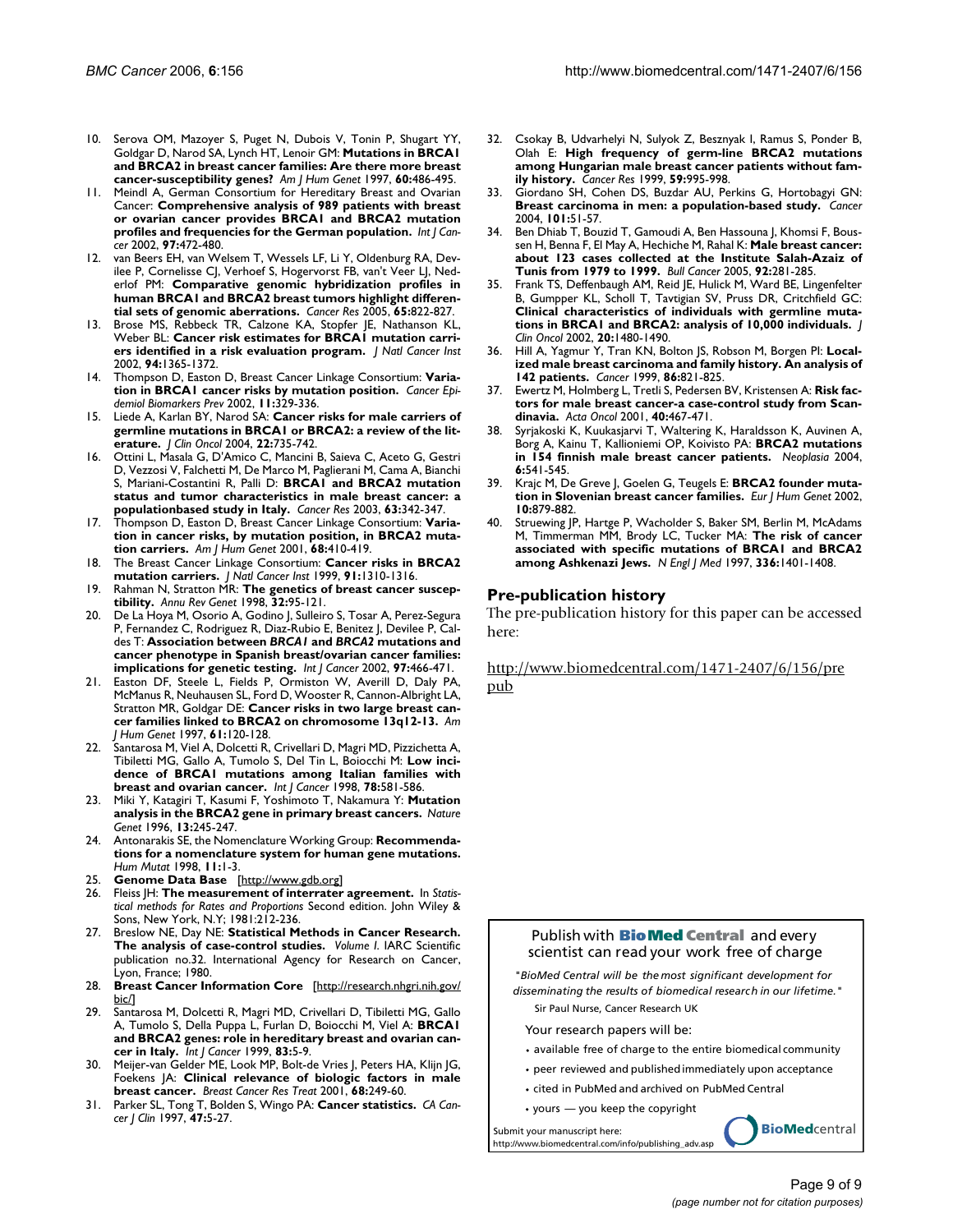10. Serova OM, Mazoyer S, Puget N, Dubois V, Tonin P, Shugart YY, Goldgar D, Narod SA, Lynch HT, Lenoir GM: **Mutations in BRCA1 and BRCA2 in breast cancer families: Are there more breast cancer-susceptibility genes?** *Am J Hum Genet* 1997, **60:**486-495.
11. Meindl A, German Consortium for Hereditary Breast and Ovarian Cancer: **Comprehensive analysis of 989 patients with breast or ovarian cancer provides BRCA1 and BRCA2 mutation profiles and frequencies for the German population.** *Int J Cancer* 2002, **97:**472-480.
12. van Beers EH, van Welsem T, Wessels LF, Li Y, Oldenburg RA, Devilee P, Cornelisse CJ, Verhoef S, Hogervorst FB, van't Veer LJ, Nederlof PM: **Comparative genomic hybridization profiles in human BRCA1 and BRCA2 breast tumors highlight differential sets of genomic aberrations.** *Cancer Res* 2005, **65:**822-827.
13. Brose MS, Rebbeck TR, Calzone KA, Stopfer JE, Nathanson KL, Weber BL: **Cancer risk estimates for BRCA1 mutation carriers identified in a risk evaluation program.** *J Natl Cancer Inst* 2002, **94:**1365-1372.
14. Thompson D, Easton D, Breast Cancer Linkage Consortium: **Variation in BRCA1 cancer risks by mutation position.** *Cancer Epidemiol Biomarkers Prev* 2002, **11:**329-336.
15. Liede A, Karlan BY, Narod SA: **Cancer risks for male carriers of germline mutations in BRCA1 or BRCA2: a review of the literature.** *J Clin Oncol* 2004, **22:**735-742.
16. Ottini L, Masala G, D'Amico C, Mancini B, Saieva C, Aceto G, Gestri D, Vezzosi V, Falchetti M, De Marco M, Paglierani M, Cama A, Bianchi S, Mariani-Costantini R, Palli D: **BRCA1 and BRCA2 mutation status and tumor characteristics in male breast cancer: a populationbased study in Italy.** *Cancer Res* 2003, **63:**342-347.
17. Thompson D, Easton D, Breast Cancer Linkage Consortium: **Variation in cancer risks, by mutation position, in BRCA2 mutation carriers.** *Am J Hum Genet* 2001, **68:**410-419.
18. The Breast Cancer Linkage Consortium: **Cancer risks in BRCA2 mutation carriers.** *J Natl Cancer Inst* 1999, **91:**1310-1316.
19. Rahman N, Stratton MR: **The genetics of breast cancer susceptibility.** *Annu Rev Genet* 1998, **32:**95-121.
20. De La Hoya M, Osorio A, Godino J, Sulleiro S, Tosar A, Perez-Segura P, Fernandez C, Rodriguez R, Diaz-Rubio E, Benitez J, Devilee P, Caldes T: **Association between *BRCA1* and *BRCA2* mutations and cancer phenotype in Spanish breast/ovarian cancer families: implications for genetic testing.** *Int J Cancer* 2002, **97:**466-471.
21. Easton DF, Steele L, Fields P, Ormiston W, Averill D, Daly PA, McManus R, Neuhausen SL, Ford D, Wooster R, Cannon-Albright LA, Stratton MR, Goldgar DE: **Cancer risks in two large breast cancer families linked to BRCA2 on chromosome 13q12-13.** *Am J Hum Genet* 1997, **61:**120-128.
22. Santarosa M, Viel A, Dolcetti R, Crivellari D, Magri MD, Pizzichetta A, Tibiletti MG, Gallo A, Tumolo S, Del Tin L, Boiocchi M: **Low incidence of BRCA1 mutations among Italian families with breast and ovarian cancer.** *Int J Cancer* 1998, **78:**581-586.
23. Miki Y, Katagiri T, Kasumi F, Yoshimoto T, Nakamura Y: **Mutation analysis in the BRCA2 gene in primary breast cancers.** *Nature Genet* 1996, **13:**245-247.
24. Antonarakis SE, the Nomenclature Working Group: **Recommendations for a nomenclature system for human gene mutations.** *Hum Mutat* 1998, **11:**1-3.
25. **Genome Data Base** [http://www.gdb.org]
26. Fleiss JH: **The measurement of interrater agreement.** In *Statistical methods for Rates and Proportions* Second edition. John Wiley & Sons, New York, N.Y; 1981:212-236.
27. Breslow NE, Day NE: **Statistical Methods in Cancer Research. The analysis of case-control studies.** *Volume I*. IARC Scientific publication no.32. International Agency for Research on Cancer, Lyon, France; 1980.
28. **Breast Cancer Information Core** [http://research.nhgri.nih.gov/bic/]
29. Santarosa M, Dolcetti R, Magri MD, Crivellari D, Tibiletti MG, Gallo A, Tumolo S, Della Puppa L, Furlan D, Boiocchi M, Viel A: **BRCA1 and BRCA2 genes: role in hereditary breast and ovarian cancer in Italy.** *Int J Cancer* 1999, **83:**5-9.
30. Meijer-van Gelder ME, Look MP, Bolt-de Vries J, Peters HA, Klijn JG, Foekens JA: **Clinical relevance of biologic factors in male breast cancer.** *Breast Cancer Res Treat* 2001, **68:**249-60.
31. Parker SL, Tong T, Bolden S, Wingo PA: **Cancer statistics.** *CA Cancer J Clin* 1997, **47:**5-27.
32. Csokay B, Udvarhelyi N, Sulyok Z, Besznyak I, Ramus S, Ponder B, Olah E: **High frequency of germ-line BRCA2 mutations among Hungarian male breast cancer patients without family history.** *Cancer Res* 1999, **59:**995-998.
33. Giordano SH, Cohen DS, Buzdar AU, Perkins G, Hortobagyi GN: **Breast carcinoma in men: a population-based study.** *Cancer* 2004, **101:**51-57.
34. Ben Dhiab T, Bouzid T, Gamoudi A, Ben Hassouna J, Khomsi F, Boussen H, Benna F, El May A, Hechiche M, Rahal K: **Male breast cancer: about 123 cases collected at the Institute Salah-Azaiz of Tunis from 1979 to 1999.** *Bull Cancer* 2005, **92:**281-285.
35. Frank TS, Deffenbaugh AM, Reid JE, Hulick M, Ward BE, Lingenfelter B, Gumpper KL, Scholl T, Tavtigian SV, Pruss DR, Critchfield GC: **Clinical characteristics of individuals with germline mutations in BRCA1 and BRCA2: analysis of 10,000 individuals.** *J Clin Oncol* 2002, **20:**1480-1490.
36. Hill A, Yagmur Y, Tran KN, Bolton JS, Robson M, Borgen PI: **Localized male breast carcinoma and family history. An analysis of 142 patients.** *Cancer* 1999, **86:**821-825.
37. Ewertz M, Holmberg L, Tretli S, Pedersen BV, Kristensen A: **Risk factors for male breast cancer-a case-control study from Scandinavia.** *Acta Oncol* 2001, **40:**467-471.
38. Syrjakoski K, Kuukasjarvi T, Waltering K, Haraldsson K, Auvinen A, Borg A, Kainu T, Kallioniemi OP, Koivisto PA: **BRCA2 mutations in 154 finnish male breast cancer patients.** *Neoplasia* 2004, **6:**541-545.
39. Krajc M, De Greve J, Goelen G, Teugels E: **BRCA2 founder mutation in Slovenian breast cancer families.** *Eur J Hum Genet* 2002, **10:**879-882.
40. Struewing JP, Hartge P, Wacholder S, Baker SM, Berlin M, McAdams M, Timmerman MM, Brody LC, Tucker MA: **The risk of cancer associated with specific mutations of BRCA1 and BRCA2 among Ashkenazi Jews.** *N Engl J Med* 1997, **336:**1401-1408.

## Pre-publication history

The pre-publication history for this paper can be accessed here:

http://www.biomedcentral.com/1471-2407/6/156/prepub

Publish with **BioMed Central** and every scientist can read your work free of charge

*"BioMed Central will be the most significant development for disseminating the results of biomedical research in our lifetime."*
Sir Paul Nurse, Cancer Research UK

Your research papers will be:

- available free of charge to the entire biomedical community
- peer reviewed and published immediately upon acceptance
- cited in PubMed and archived on PubMed Central
- yours — you keep the copyright

Submit your manuscript here:
http://www.biomedcentral.com/info/publishing_adv.asp

BioMedcentral